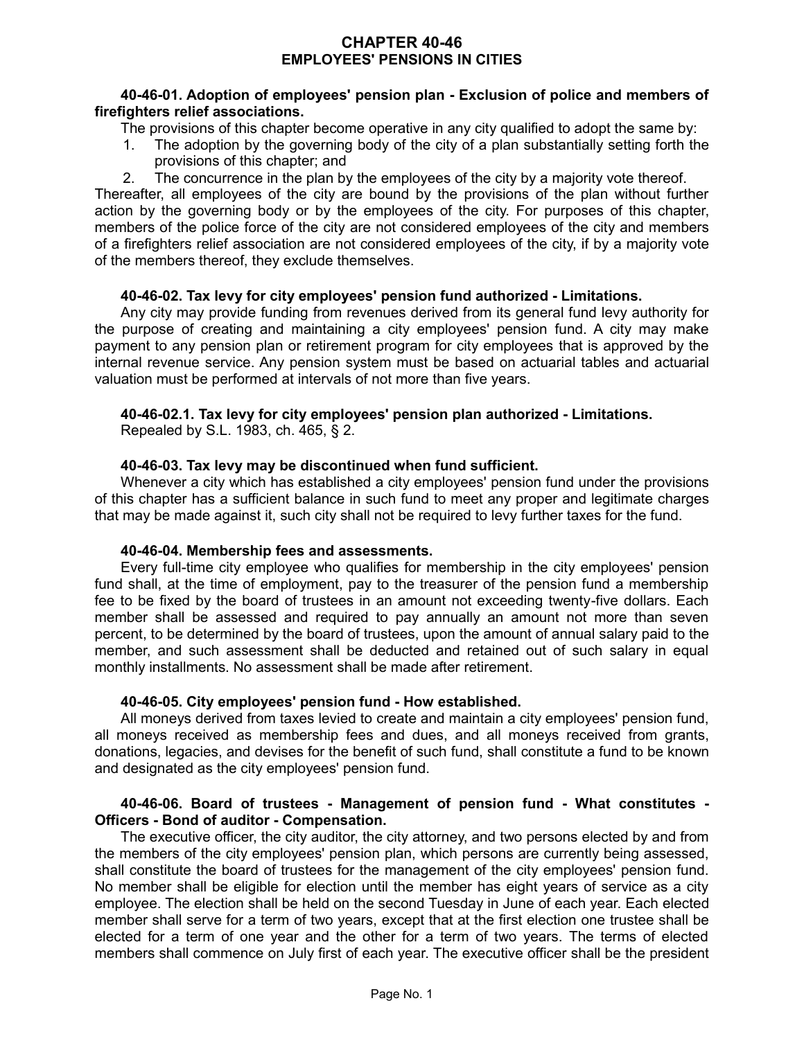# CHAPTER 40-46
## EMPLOYEES' PENSIONS IN CITIES

**40-46-01. Adoption of employees' pension plan - Exclusion of police and members of firefighters relief associations.**

The provisions of this chapter become operative in any city qualified to adopt the same by:

1. The adoption by the governing body of the city of a plan substantially setting forth the provisions of this chapter; and
2. The concurrence in the plan by the employees of the city by a majority vote thereof.

Thereafter, all employees of the city are bound by the provisions of the plan without further action by the governing body or by the employees of the city. For purposes of this chapter, members of the police force of the city are not considered employees of the city and members of a firefighters relief association are not considered employees of the city, if by a majority vote of the members thereof, they exclude themselves.

**40-46-02. Tax levy for city employees' pension fund authorized - Limitations.**

Any city may provide funding from revenues derived from its general fund levy authority for the purpose of creating and maintaining a city employees' pension fund. A city may make payment to any pension plan or retirement program for city employees that is approved by the internal revenue service. Any pension system must be based on actuarial tables and actuarial valuation must be performed at intervals of not more than five years.

**40-46-02.1. Tax levy for city employees' pension plan authorized - Limitations.**
Repealed by S.L. 1983, ch. 465, § 2.

**40-46-03. Tax levy may be discontinued when fund sufficient.**

Whenever a city which has established a city employees' pension fund under the provisions of this chapter has a sufficient balance in such fund to meet any proper and legitimate charges that may be made against it, such city shall not be required to levy further taxes for the fund.

**40-46-04. Membership fees and assessments.**

Every full-time city employee who qualifies for membership in the city employees' pension fund shall, at the time of employment, pay to the treasurer of the pension fund a membership fee to be fixed by the board of trustees in an amount not exceeding twenty-five dollars. Each member shall be assessed and required to pay annually an amount not more than seven percent, to be determined by the board of trustees, upon the amount of annual salary paid to the member, and such assessment shall be deducted and retained out of such salary in equal monthly installments. No assessment shall be made after retirement.

**40-46-05. City employees' pension fund - How established.**

All moneys derived from taxes levied to create and maintain a city employees' pension fund, all moneys received as membership fees and dues, and all moneys received from grants, donations, legacies, and devises for the benefit of such fund, shall constitute a fund to be known and designated as the city employees' pension fund.

**40-46-06. Board of trustees - Management of pension fund - What constitutes - Officers - Bond of auditor - Compensation.**

The executive officer, the city auditor, the city attorney, and two persons elected by and from the members of the city employees' pension plan, which persons are currently being assessed, shall constitute the board of trustees for the management of the city employees' pension fund. No member shall be eligible for election until the member has eight years of service as a city employee. The election shall be held on the second Tuesday in June of each year. Each elected member shall serve for a term of two years, except that at the first election one trustee shall be elected for a term of one year and the other for a term of two years. The terms of elected members shall commence on July first of each year. The executive officer shall be the president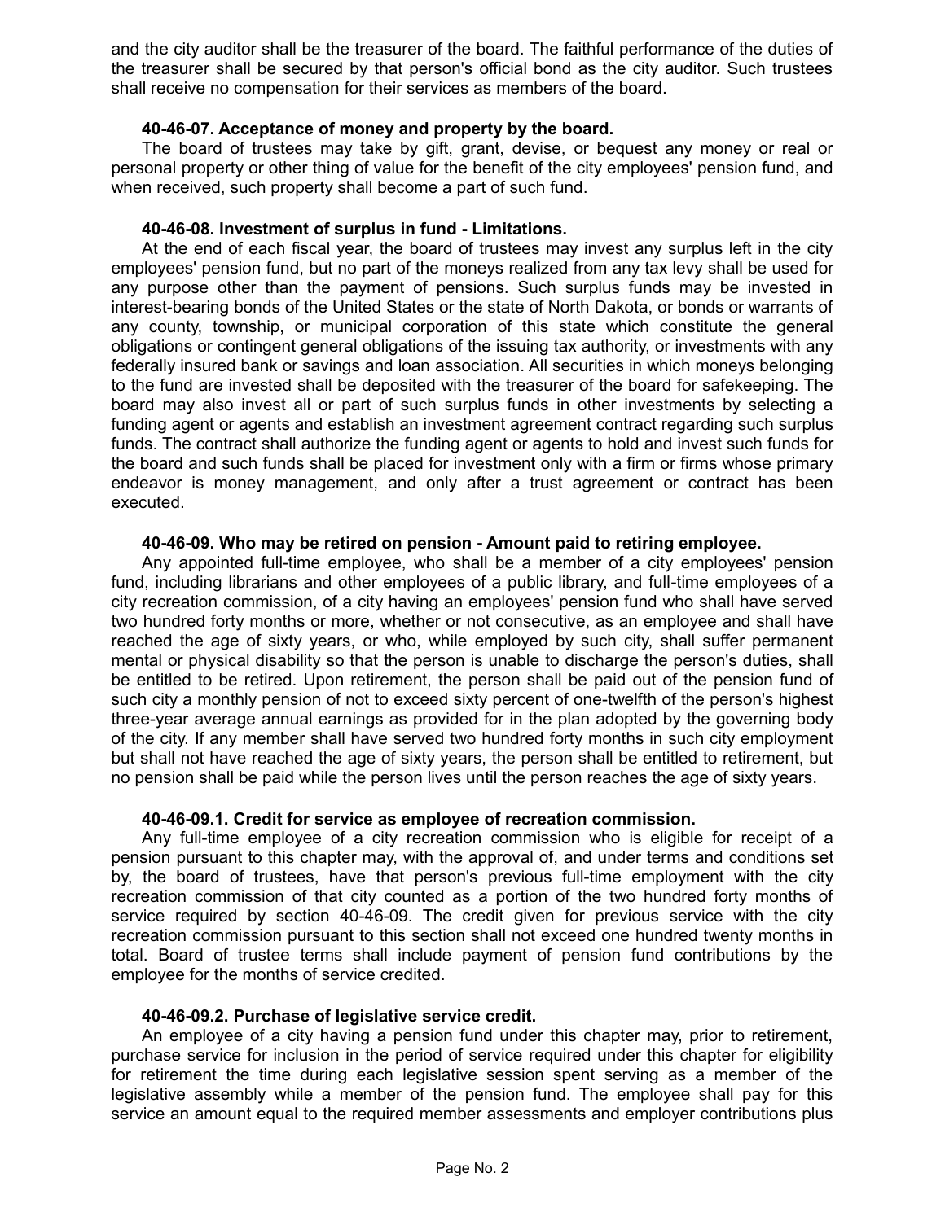and the city auditor shall be the treasurer of the board. The faithful performance of the duties of the treasurer shall be secured by that person's official bond as the city auditor. Such trustees shall receive no compensation for their services as members of the board.

**40-46-07. Acceptance of money and property by the board.**

The board of trustees may take by gift, grant, devise, or bequest any money or real or personal property or other thing of value for the benefit of the city employees' pension fund, and when received, such property shall become a part of such fund.

**40-46-08. Investment of surplus in fund - Limitations.**

At the end of each fiscal year, the board of trustees may invest any surplus left in the city employees' pension fund, but no part of the moneys realized from any tax levy shall be used for any purpose other than the payment of pensions. Such surplus funds may be invested in interest-bearing bonds of the United States or the state of North Dakota, or bonds or warrants of any county, township, or municipal corporation of this state which constitute the general obligations or contingent general obligations of the issuing tax authority, or investments with any federally insured bank or savings and loan association. All securities in which moneys belonging to the fund are invested shall be deposited with the treasurer of the board for safekeeping. The board may also invest all or part of such surplus funds in other investments by selecting a funding agent or agents and establish an investment agreement contract regarding such surplus funds. The contract shall authorize the funding agent or agents to hold and invest such funds for the board and such funds shall be placed for investment only with a firm or firms whose primary endeavor is money management, and only after a trust agreement or contract has been executed.

**40-46-09. Who may be retired on pension - Amount paid to retiring employee.**

Any appointed full-time employee, who shall be a member of a city employees' pension fund, including librarians and other employees of a public library, and full-time employees of a city recreation commission, of a city having an employees' pension fund who shall have served two hundred forty months or more, whether or not consecutive, as an employee and shall have reached the age of sixty years, or who, while employed by such city, shall suffer permanent mental or physical disability so that the person is unable to discharge the person's duties, shall be entitled to be retired. Upon retirement, the person shall be paid out of the pension fund of such city a monthly pension of not to exceed sixty percent of one-twelfth of the person's highest three-year average annual earnings as provided for in the plan adopted by the governing body of the city. If any member shall have served two hundred forty months in such city employment but shall not have reached the age of sixty years, the person shall be entitled to retirement, but no pension shall be paid while the person lives until the person reaches the age of sixty years.

**40-46-09.1. Credit for service as employee of recreation commission.**

Any full-time employee of a city recreation commission who is eligible for receipt of a pension pursuant to this chapter may, with the approval of, and under terms and conditions set by, the board of trustees, have that person's previous full-time employment with the city recreation commission of that city counted as a portion of the two hundred forty months of service required by section 40-46-09. The credit given for previous service with the city recreation commission pursuant to this section shall not exceed one hundred twenty months in total. Board of trustee terms shall include payment of pension fund contributions by the employee for the months of service credited.

**40-46-09.2. Purchase of legislative service credit.**

An employee of a city having a pension fund under this chapter may, prior to retirement, purchase service for inclusion in the period of service required under this chapter for eligibility for retirement the time during each legislative session spent serving as a member of the legislative assembly while a member of the pension fund. The employee shall pay for this service an amount equal to the required member assessments and employer contributions plus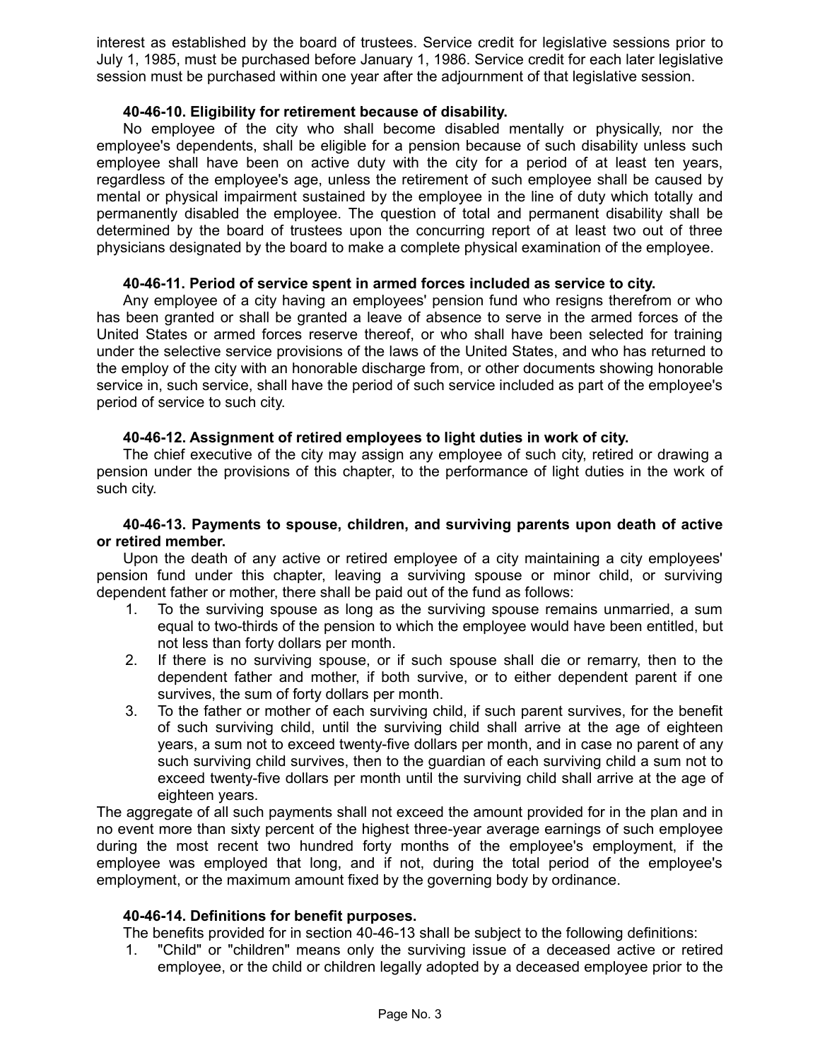interest as established by the board of trustees. Service credit for legislative sessions prior to July 1, 1985, must be purchased before January 1, 1986. Service credit for each later legislative session must be purchased within one year after the adjournment of that legislative session.

**40-46-10. Eligibility for retirement because of disability.**

No employee of the city who shall become disabled mentally or physically, nor the employee's dependents, shall be eligible for a pension because of such disability unless such employee shall have been on active duty with the city for a period of at least ten years, regardless of the employee's age, unless the retirement of such employee shall be caused by mental or physical impairment sustained by the employee in the line of duty which totally and permanently disabled the employee. The question of total and permanent disability shall be determined by the board of trustees upon the concurring report of at least two out of three physicians designated by the board to make a complete physical examination of the employee.

**40-46-11. Period of service spent in armed forces included as service to city.**

Any employee of a city having an employees' pension fund who resigns therefrom or who has been granted or shall be granted a leave of absence to serve in the armed forces of the United States or armed forces reserve thereof, or who shall have been selected for training under the selective service provisions of the laws of the United States, and who has returned to the employ of the city with an honorable discharge from, or other documents showing honorable service in, such service, shall have the period of such service included as part of the employee's period of service to such city.

**40-46-12. Assignment of retired employees to light duties in work of city.**

The chief executive of the city may assign any employee of such city, retired or drawing a pension under the provisions of this chapter, to the performance of light duties in the work of such city.

**40-46-13. Payments to spouse, children, and surviving parents upon death of active or retired member.**

Upon the death of any active or retired employee of a city maintaining a city employees' pension fund under this chapter, leaving a surviving spouse or minor child, or surviving dependent father or mother, there shall be paid out of the fund as follows:

1. To the surviving spouse as long as the surviving spouse remains unmarried, a sum equal to two-thirds of the pension to which the employee would have been entitled, but not less than forty dollars per month.
2. If there is no surviving spouse, or if such spouse shall die or remarry, then to the dependent father and mother, if both survive, or to either dependent parent if one survives, the sum of forty dollars per month.
3. To the father or mother of each surviving child, if such parent survives, for the benefit of such surviving child, until the surviving child shall arrive at the age of eighteen years, a sum not to exceed twenty-five dollars per month, and in case no parent of any such surviving child survives, then to the guardian of each surviving child a sum not to exceed twenty-five dollars per month until the surviving child shall arrive at the age of eighteen years.

The aggregate of all such payments shall not exceed the amount provided for in the plan and in no event more than sixty percent of the highest three-year average earnings of such employee during the most recent two hundred forty months of the employee's employment, if the employee was employed that long, and if not, during the total period of the employee's employment, or the maximum amount fixed by the governing body by ordinance.

**40-46-14. Definitions for benefit purposes.**

The benefits provided for in section 40-46-13 shall be subject to the following definitions:

1. "Child" or "children" means only the surviving issue of a deceased active or retired employee, or the child or children legally adopted by a deceased employee prior to the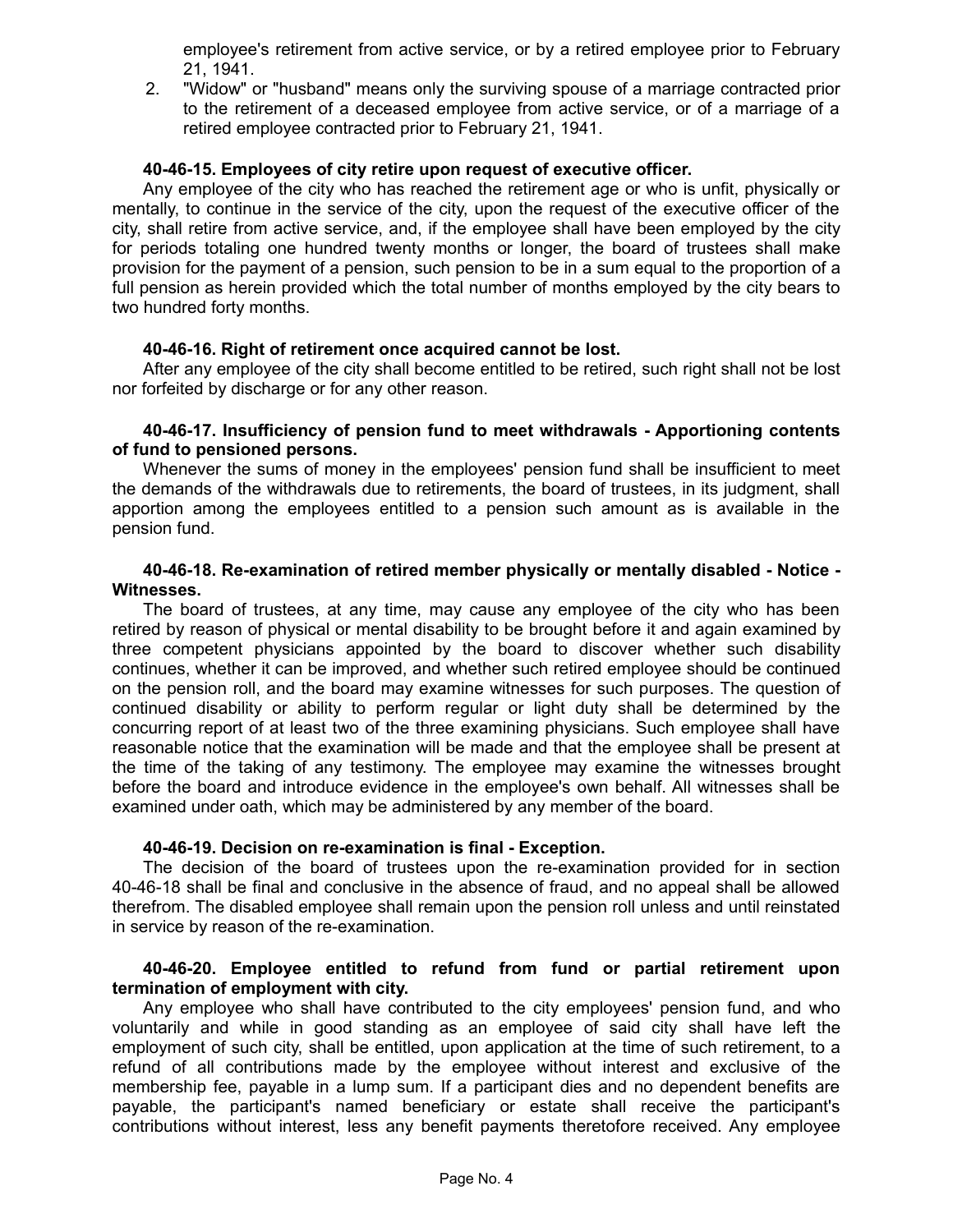employee's retirement from active service, or by a retired employee prior to February 21, 1941.

2. "Widow" or "husband" means only the surviving spouse of a marriage contracted prior to the retirement of a deceased employee from active service, or of a marriage of a retired employee contracted prior to February 21, 1941.

**40-46-15. Employees of city retire upon request of executive officer.**

Any employee of the city who has reached the retirement age or who is unfit, physically or mentally, to continue in the service of the city, upon the request of the executive officer of the city, shall retire from active service, and, if the employee shall have been employed by the city for periods totaling one hundred twenty months or longer, the board of trustees shall make provision for the payment of a pension, such pension to be in a sum equal to the proportion of a full pension as herein provided which the total number of months employed by the city bears to two hundred forty months.

**40-46-16. Right of retirement once acquired cannot be lost.**

After any employee of the city shall become entitled to be retired, such right shall not be lost nor forfeited by discharge or for any other reason.

**40-46-17. Insufficiency of pension fund to meet withdrawals - Apportioning contents of fund to pensioned persons.**

Whenever the sums of money in the employees' pension fund shall be insufficient to meet the demands of the withdrawals due to retirements, the board of trustees, in its judgment, shall apportion among the employees entitled to a pension such amount as is available in the pension fund.

**40-46-18. Re-examination of retired member physically or mentally disabled - Notice - Witnesses.**

The board of trustees, at any time, may cause any employee of the city who has been retired by reason of physical or mental disability to be brought before it and again examined by three competent physicians appointed by the board to discover whether such disability continues, whether it can be improved, and whether such retired employee should be continued on the pension roll, and the board may examine witnesses for such purposes. The question of continued disability or ability to perform regular or light duty shall be determined by the concurring report of at least two of the three examining physicians. Such employee shall have reasonable notice that the examination will be made and that the employee shall be present at the time of the taking of any testimony. The employee may examine the witnesses brought before the board and introduce evidence in the employee's own behalf. All witnesses shall be examined under oath, which may be administered by any member of the board.

**40-46-19. Decision on re-examination is final - Exception.**

The decision of the board of trustees upon the re-examination provided for in section 40-46-18 shall be final and conclusive in the absence of fraud, and no appeal shall be allowed therefrom. The disabled employee shall remain upon the pension roll unless and until reinstated in service by reason of the re-examination.

**40-46-20. Employee entitled to refund from fund or partial retirement upon termination of employment with city.**

Any employee who shall have contributed to the city employees' pension fund, and who voluntarily and while in good standing as an employee of said city shall have left the employment of such city, shall be entitled, upon application at the time of such retirement, to a refund of all contributions made by the employee without interest and exclusive of the membership fee, payable in a lump sum. If a participant dies and no dependent benefits are payable, the participant's named beneficiary or estate shall receive the participant's contributions without interest, less any benefit payments theretofore received. Any employee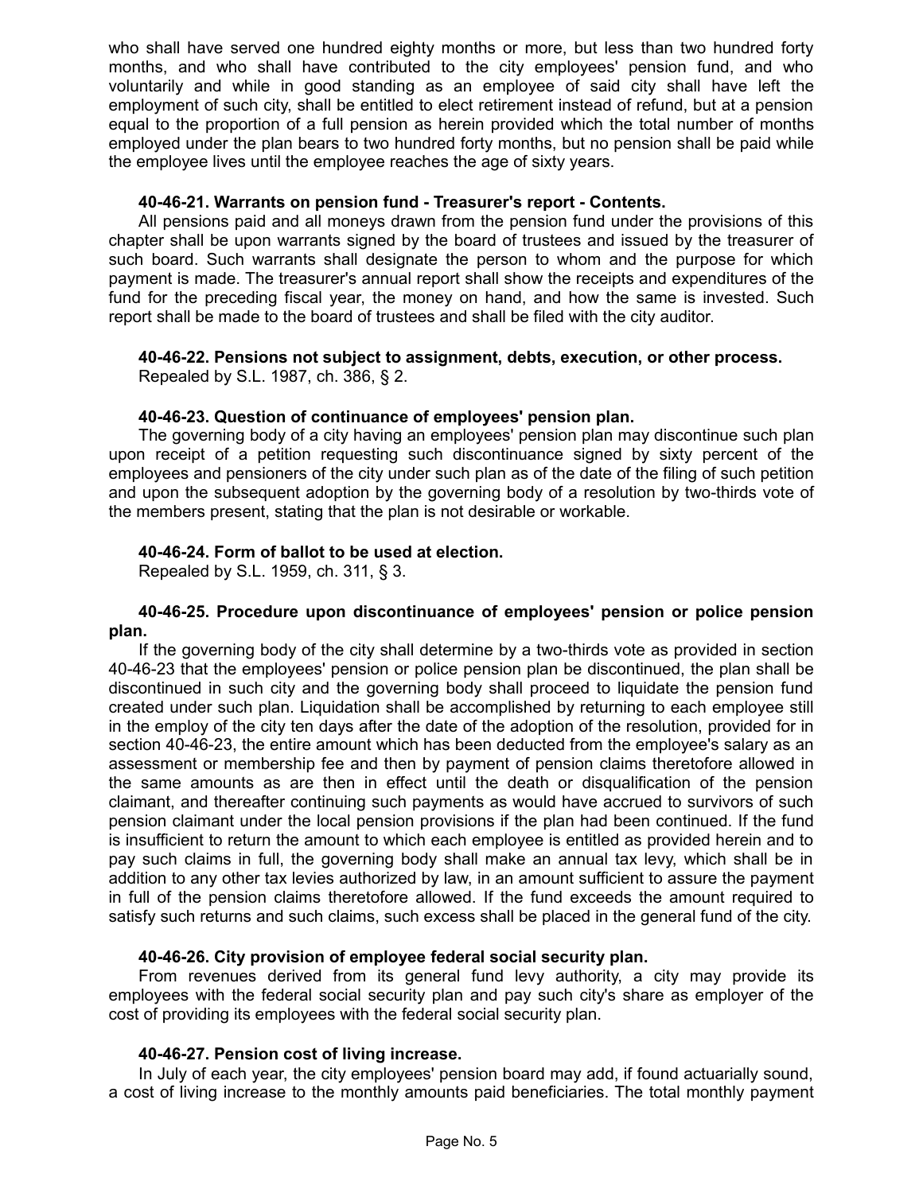who shall have served one hundred eighty months or more, but less than two hundred forty months, and who shall have contributed to the city employees' pension fund, and who voluntarily and while in good standing as an employee of said city shall have left the employment of such city, shall be entitled to elect retirement instead of refund, but at a pension equal to the proportion of a full pension as herein provided which the total number of months employed under the plan bears to two hundred forty months, but no pension shall be paid while the employee lives until the employee reaches the age of sixty years.

**40-46-21. Warrants on pension fund - Treasurer's report - Contents.**

All pensions paid and all moneys drawn from the pension fund under the provisions of this chapter shall be upon warrants signed by the board of trustees and issued by the treasurer of such board. Such warrants shall designate the person to whom and the purpose for which payment is made. The treasurer's annual report shall show the receipts and expenditures of the fund for the preceding fiscal year, the money on hand, and how the same is invested. Such report shall be made to the board of trustees and shall be filed with the city auditor.

**40-46-22. Pensions not subject to assignment, debts, execution, or other process.**

Repealed by S.L. 1987, ch. 386, § 2.

**40-46-23. Question of continuance of employees' pension plan.**

The governing body of a city having an employees' pension plan may discontinue such plan upon receipt of a petition requesting such discontinuance signed by sixty percent of the employees and pensioners of the city under such plan as of the date of the filing of such petition and upon the subsequent adoption by the governing body of a resolution by two-thirds vote of the members present, stating that the plan is not desirable or workable.

**40-46-24. Form of ballot to be used at election.**

Repealed by S.L. 1959, ch. 311, § 3.

**40-46-25. Procedure upon discontinuance of employees' pension or police pension plan.**

If the governing body of the city shall determine by a two-thirds vote as provided in section 40-46-23 that the employees' pension or police pension plan be discontinued, the plan shall be discontinued in such city and the governing body shall proceed to liquidate the pension fund created under such plan. Liquidation shall be accomplished by returning to each employee still in the employ of the city ten days after the date of the adoption of the resolution, provided for in section 40-46-23, the entire amount which has been deducted from the employee's salary as an assessment or membership fee and then by payment of pension claims theretofore allowed in the same amounts as are then in effect until the death or disqualification of the pension claimant, and thereafter continuing such payments as would have accrued to survivors of such pension claimant under the local pension provisions if the plan had been continued. If the fund is insufficient to return the amount to which each employee is entitled as provided herein and to pay such claims in full, the governing body shall make an annual tax levy, which shall be in addition to any other tax levies authorized by law, in an amount sufficient to assure the payment in full of the pension claims theretofore allowed. If the fund exceeds the amount required to satisfy such returns and such claims, such excess shall be placed in the general fund of the city.

**40-46-26. City provision of employee federal social security plan.**

From revenues derived from its general fund levy authority, a city may provide its employees with the federal social security plan and pay such city's share as employer of the cost of providing its employees with the federal social security plan.

**40-46-27. Pension cost of living increase.**

In July of each year, the city employees' pension board may add, if found actuarially sound, a cost of living increase to the monthly amounts paid beneficiaries. The total monthly payment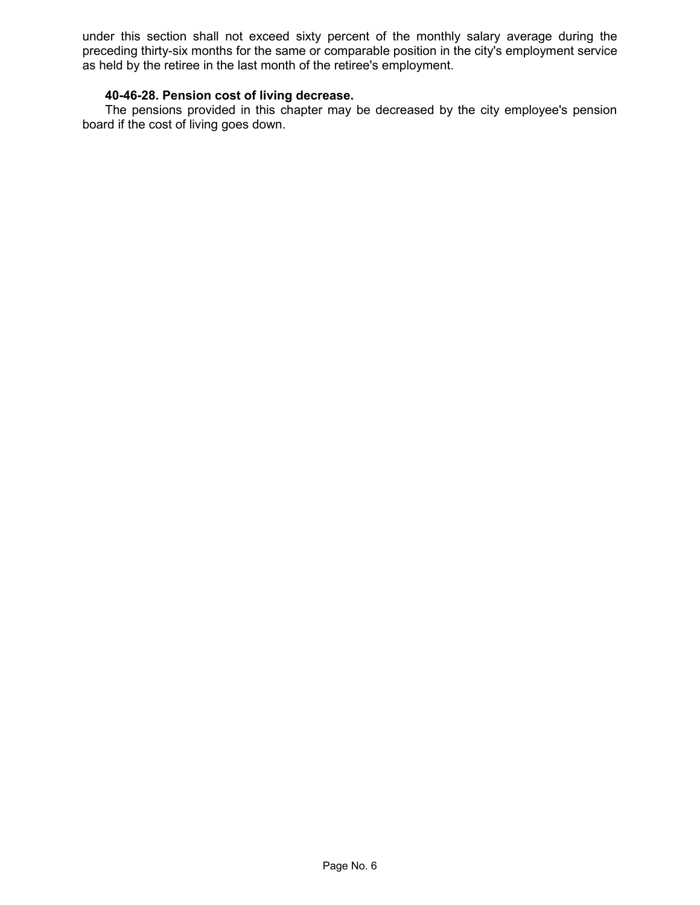under this section shall not exceed sixty percent of the monthly salary average during the preceding thirty-six months for the same or comparable position in the city's employment service as held by the retiree in the last month of the retiree's employment.

**40-46-28. Pension cost of living decrease.**

The pensions provided in this chapter may be decreased by the city employee's pension board if the cost of living goes down.